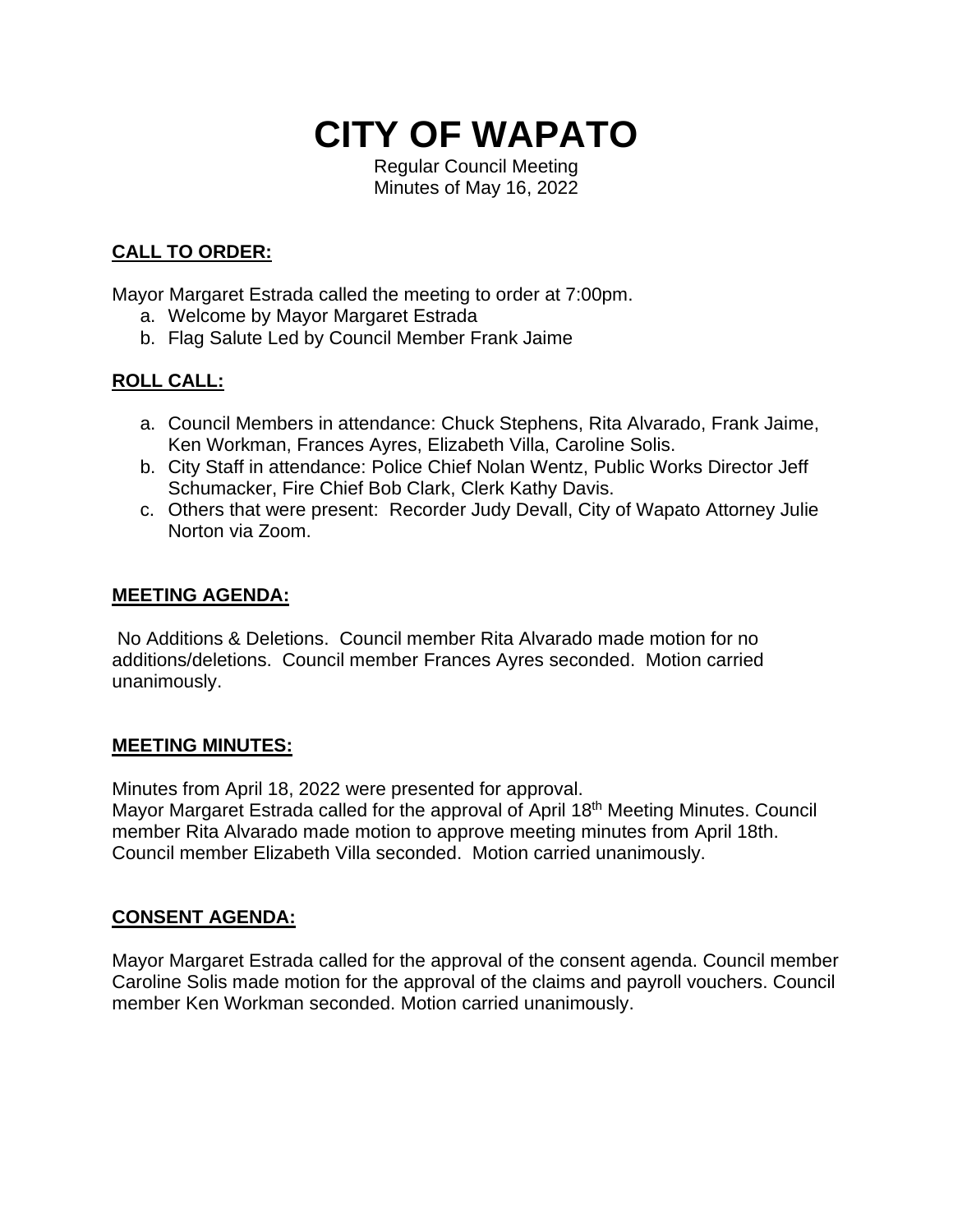# CITY OF WAPATO

Regular Council Meeting
Minutes of May 16, 2022

## CALL TO ORDER:

Mayor Margaret Estrada called the meeting to order at 7:00pm.

a. Welcome by Mayor Margaret Estrada
b. Flag Salute Led by Council Member Frank Jaime

## ROLL CALL:

a. Council Members in attendance: Chuck Stephens, Rita Alvarado, Frank Jaime, Ken Workman, Frances Ayres, Elizabeth Villa, Caroline Solis.
b. City Staff in attendance: Police Chief Nolan Wentz, Public Works Director Jeff Schumacker, Fire Chief Bob Clark, Clerk Kathy Davis.
c. Others that were present: Recorder Judy Devall, City of Wapato Attorney Julie Norton via Zoom.

## MEETING AGENDA:

No Additions & Deletions. Council member Rita Alvarado made motion for no additions/deletions. Council member Frances Ayres seconded. Motion carried unanimously.

## MEETING MINUTES:

Minutes from April 18, 2022 were presented for approval.
Mayor Margaret Estrada called for the approval of April 18th Meeting Minutes. Council member Rita Alvarado made motion to approve meeting minutes from April 18th. Council member Elizabeth Villa seconded. Motion carried unanimously.

## CONSENT AGENDA:

Mayor Margaret Estrada called for the approval of the consent agenda. Council member Caroline Solis made motion for the approval of the claims and payroll vouchers. Council member Ken Workman seconded. Motion carried unanimously.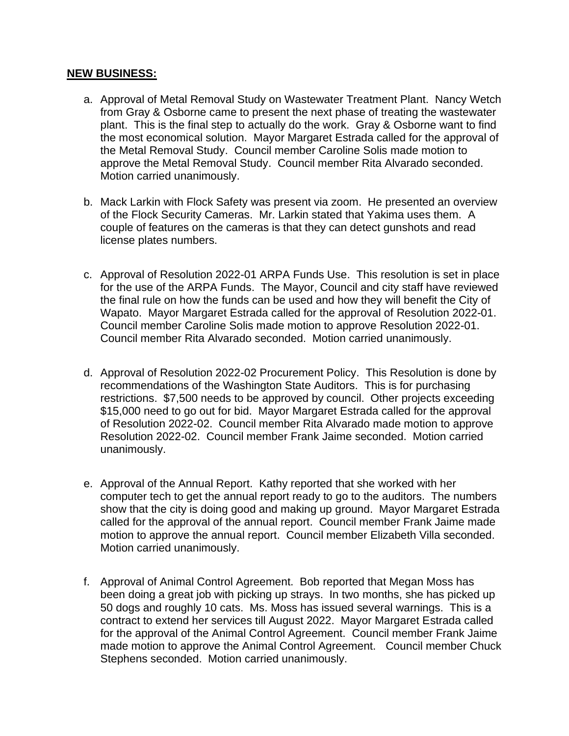**NEW BUSINESS:**

a. Approval of Metal Removal Study on Wastewater Treatment Plant. Nancy Wetch from Gray & Osborne came to present the next phase of treating the wastewater plant. This is the final step to actually do the work. Gray & Osborne want to find the most economical solution. Mayor Margaret Estrada called for the approval of the Metal Removal Study. Council member Caroline Solis made motion to approve the Metal Removal Study. Council member Rita Alvarado seconded. Motion carried unanimously.

b. Mack Larkin with Flock Safety was present via zoom. He presented an overview of the Flock Security Cameras. Mr. Larkin stated that Yakima uses them. A couple of features on the cameras is that they can detect gunshots and read license plates numbers.

c. Approval of Resolution 2022-01 ARPA Funds Use. This resolution is set in place for the use of the ARPA Funds. The Mayor, Council and city staff have reviewed the final rule on how the funds can be used and how they will benefit the City of Wapato. Mayor Margaret Estrada called for the approval of Resolution 2022-01. Council member Caroline Solis made motion to approve Resolution 2022-01. Council member Rita Alvarado seconded. Motion carried unanimously.

d. Approval of Resolution 2022-02 Procurement Policy. This Resolution is done by recommendations of the Washington State Auditors. This is for purchasing restrictions. $7,500 needs to be approved by council. Other projects exceeding $15,000 need to go out for bid. Mayor Margaret Estrada called for the approval of Resolution 2022-02. Council member Rita Alvarado made motion to approve Resolution 2022-02. Council member Frank Jaime seconded. Motion carried unanimously.

e. Approval of the Annual Report. Kathy reported that she worked with her computer tech to get the annual report ready to go to the auditors. The numbers show that the city is doing good and making up ground. Mayor Margaret Estrada called for the approval of the annual report. Council member Frank Jaime made motion to approve the annual report. Council member Elizabeth Villa seconded. Motion carried unanimously.

f. Approval of Animal Control Agreement. Bob reported that Megan Moss has been doing a great job with picking up strays. In two months, she has picked up 50 dogs and roughly 10 cats. Ms. Moss has issued several warnings. This is a contract to extend her services till August 2022. Mayor Margaret Estrada called for the approval of the Animal Control Agreement. Council member Frank Jaime made motion to approve the Animal Control Agreement. Council member Chuck Stephens seconded. Motion carried unanimously.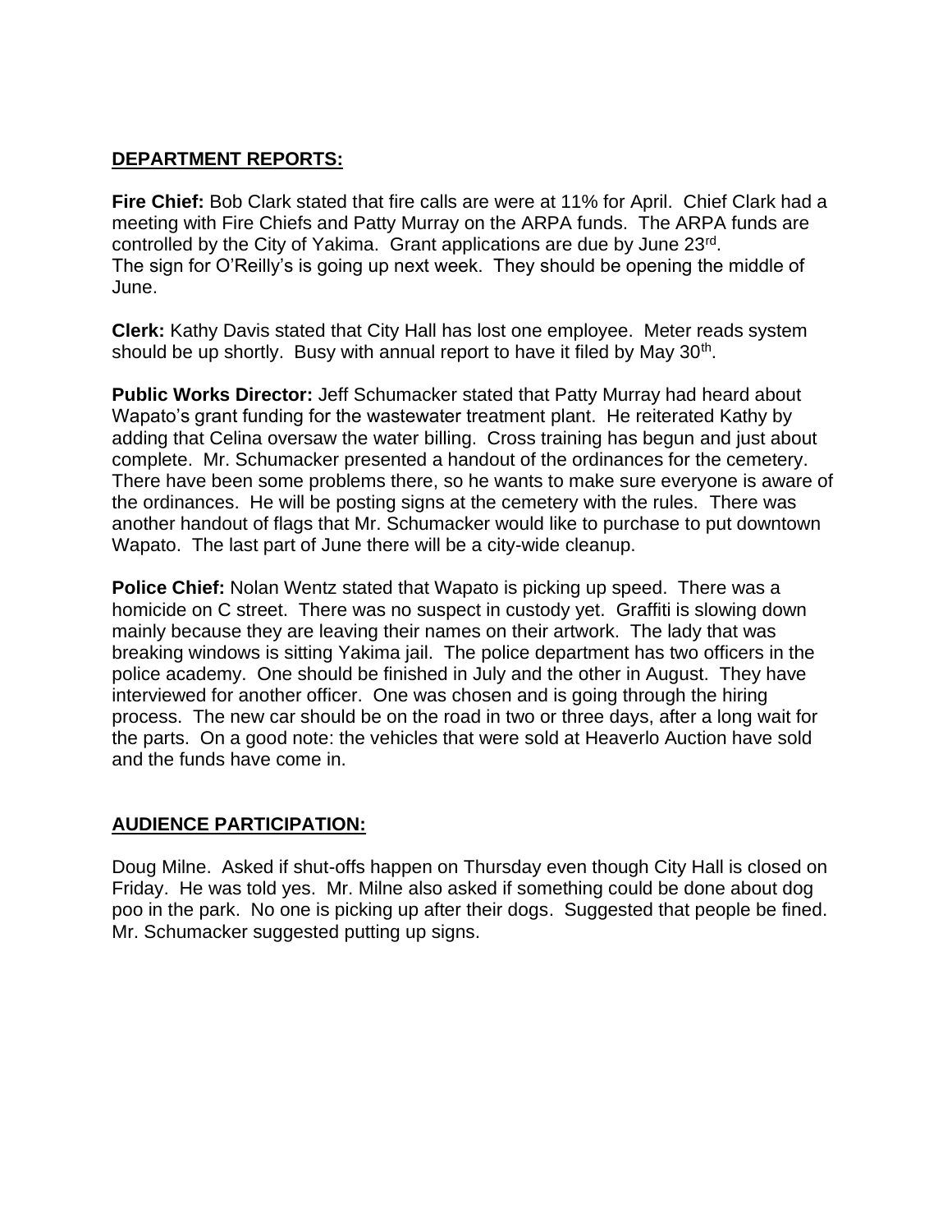## DEPARTMENT REPORTS:

**Fire Chief:** Bob Clark stated that fire calls are were at 11% for April. Chief Clark had a meeting with Fire Chiefs and Patty Murray on the ARPA funds. The ARPA funds are controlled by the City of Yakima. Grant applications are due by June 23rd.
The sign for O'Reilly's is going up next week. They should be opening the middle of June.

**Clerk:** Kathy Davis stated that City Hall has lost one employee. Meter reads system should be up shortly. Busy with annual report to have it filed by May 30th.

**Public Works Director:** Jeff Schumacker stated that Patty Murray had heard about Wapato's grant funding for the wastewater treatment plant. He reiterated Kathy by adding that Celina oversaw the water billing. Cross training has begun and just about complete. Mr. Schumacker presented a handout of the ordinances for the cemetery. There have been some problems there, so he wants to make sure everyone is aware of the ordinances. He will be posting signs at the cemetery with the rules. There was another handout of flags that Mr. Schumacker would like to purchase to put downtown Wapato. The last part of June there will be a city-wide cleanup.

**Police Chief:** Nolan Wentz stated that Wapato is picking up speed. There was a homicide on C street. There was no suspect in custody yet. Graffiti is slowing down mainly because they are leaving their names on their artwork. The lady that was breaking windows is sitting Yakima jail. The police department has two officers in the police academy. One should be finished in July and the other in August. They have interviewed for another officer. One was chosen and is going through the hiring process. The new car should be on the road in two or three days, after a long wait for the parts. On a good note: the vehicles that were sold at Heaverlo Auction have sold and the funds have come in.

## AUDIENCE PARTICIPATION:

Doug Milne. Asked if shut-offs happen on Thursday even though City Hall is closed on Friday. He was told yes. Mr. Milne also asked if something could be done about dog poo in the park. No one is picking up after their dogs. Suggested that people be fined. Mr. Schumacker suggested putting up signs.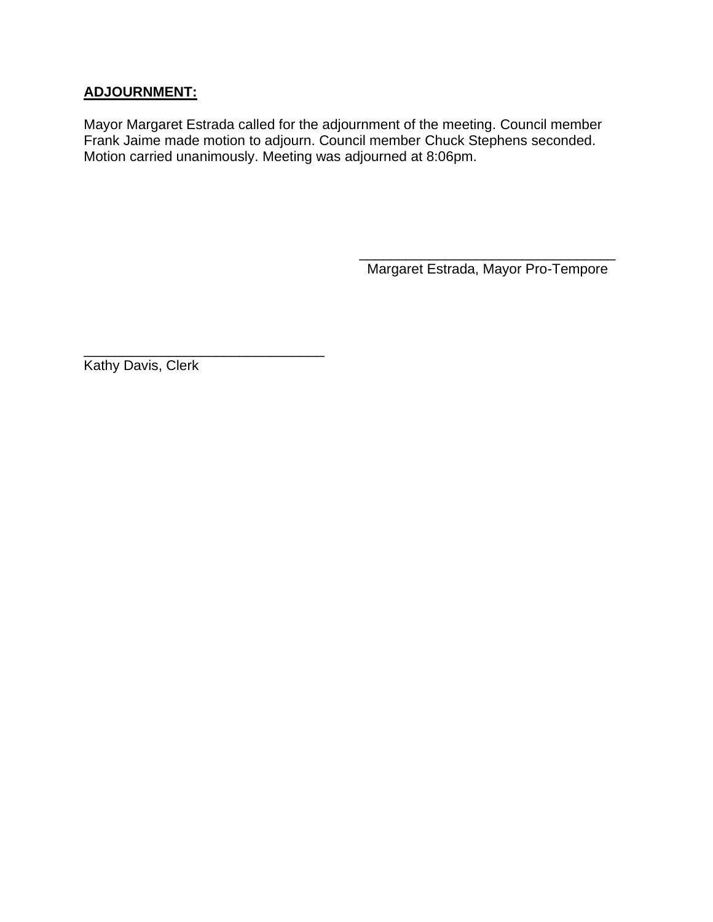**ADJOURNMENT:**

Mayor Margaret Estrada called for the adjournment of the meeting. Council member Frank Jaime made motion to adjourn. Council member Chuck Stephens seconded. Motion carried unanimously. Meeting was adjourned at 8:06pm.

\_\_\_\_\_\_\_\_\_\_\_\_\_\_\_\_\_\_\_\_\_\_\_\_\_\_\_\_\_\_\_\_\_\_
Margaret Estrada, Mayor Pro-Tempore

\_\_\_\_\_\_\_\_\_\_\_\_\_\_\_\_\_\_\_\_\_\_\_\_\_\_\_\_\_\_\_\_
Kathy Davis, Clerk